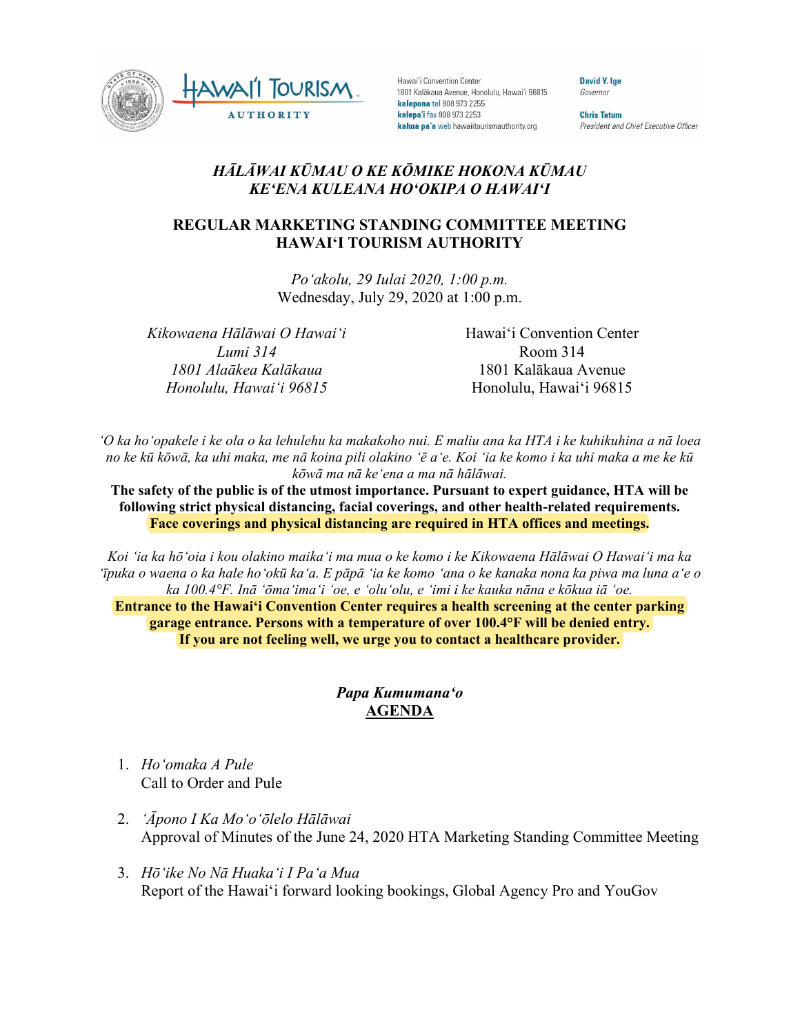Hawai'i Tourism Authority

Hawai'i Convention Center
1801 Kalākaua Avenue, Honolulu, Hawai'i 96815
**kelepona** tel 808 973 2255
**kelepa'i** fax 808 973 2253
**kahua pa'a** web hawaiitourismauthority.org

**David Y. Ige**
*Governor*

**Chris Tatum**
*President and Chief Executive Officer*

# *HĀLĀWAI KŪMAU O KE KŌMIKE HOKONA KŪMAU*
# *KEʻENA KULEANA HOʻOKIPA O HAWAIʻI*

## REGULAR MARKETING STANDING COMMITTEE MEETING
## HAWAIʻI TOURISM AUTHORITY

*Poʻakolu, 29 Iulai 2020, 1:00 p.m.*
Wednesday, July 29, 2020 at 1:00 p.m.

*Kikowaena Hālāwai O Hawaiʻi*
*Lumi 314*
*1801 Alaākea Kalākaua*
*Honolulu, Hawaiʻi 96815*

Hawaiʻi Convention Center
Room 314
1801 Kalākaua Avenue
Honolulu, Hawaiʻi 96815

*ʻO ka hoʻopakele i ke ola o ka lehulehu ka makakoho nui. E maliu ana ka HTA i ke kuhikuhina a nā loea no ke kū kōwā, ka uhi maka, me nā koina pili olakino ʻē aʻe. Koi ʻia ke komo i ka uhi maka a me ke kū kōwā ma nā keʻena a ma nā hālāwai.*

**The safety of the public is of the utmost importance. Pursuant to expert guidance, HTA will be following strict physical distancing, facial coverings, and other health-related requirements. Face coverings and physical distancing are required in HTA offices and meetings.**

*Koi ʻia ka hōʻoia i kou olakino maikaʻi ma mua o ke komo i ke Kikowaena Hālāwai O Hawaiʻi ma ka ʻīpuka o waena o ka hale hoʻokū kaʻa. E pāpā ʻia ke komo ʻana o ke kanaka nona ka piwa ma luna aʻe o ka 100.4°F. Inā ʻōmaʻimaʻi ʻoe, e ʻoluʻolu, e ʻimi i ke kauka nāna e kōkua iā ʻoe.*

**Entrance to the Hawaiʻi Convention Center requires a health screening at the center parking garage entrance. Persons with a temperature of over 100.4°F will be denied entry. If you are not feeling well, we urge you to contact a healthcare provider.**

***Papa Kumumanaʻo***
**AGENDA**

1. *Hoʻomaka A Pule*
   Call to Order and Pule

2. *ʻĀpono I Ka Moʻoʻōlelo Hālāwai*
   Approval of Minutes of the June 24, 2020 HTA Marketing Standing Committee Meeting

3. *Hōʻike No Nā Huakaʻi I Paʻa Mua*
   Report of the Hawaiʻi forward looking bookings, Global Agency Pro and YouGov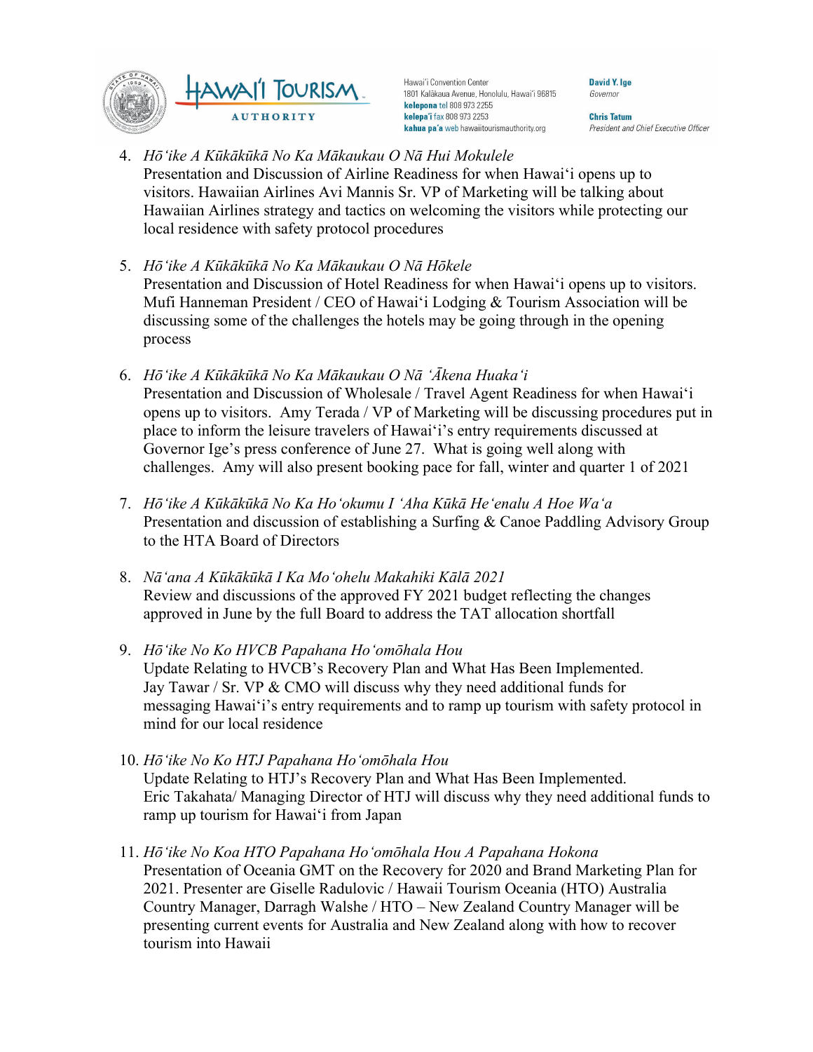4. *Hōʻike A Kūkākūkā No Ka Mākaukau O Nā Hui Mokulele*
   Presentation and Discussion of Airline Readiness for when Hawaiʻi opens up to visitors. Hawaiian Airlines Avi Mannis Sr. VP of Marketing will be talking about Hawaiian Airlines strategy and tactics on welcoming the visitors while protecting our local residence with safety protocol procedures

5. *Hōʻike A Kūkākūkā No Ka Mākaukau O Nā Hōkele*
   Presentation and Discussion of Hotel Readiness for when Hawaiʻi opens up to visitors. Mufi Hanneman President / CEO of Hawaiʻi Lodging & Tourism Association will be discussing some of the challenges the hotels may be going through in the opening process

6. *Hōʻike A Kūkākūkā No Ka Mākaukau O Nā ʻĀkena Huakaʻi*
   Presentation and Discussion of Wholesale / Travel Agent Readiness for when Hawaiʻi opens up to visitors. Amy Terada / VP of Marketing will be discussing procedures put in place to inform the leisure travelers of Hawaiʻi's entry requirements discussed at Governor Ige's press conference of June 27. What is going well along with challenges. Amy will also present booking pace for fall, winter and quarter 1 of 2021

7. *Hōʻike A Kūkākūkā No Ka Hoʻokumu I ʻAha Kūkā Heʻenalu A Hoe Waʻa*
   Presentation and discussion of establishing a Surfing & Canoe Paddling Advisory Group to the HTA Board of Directors

8. *Nāʻana A Kūkākūkā I Ka Moʻohelu Makahiki Kālā 2021*
   Review and discussions of the approved FY 2021 budget reflecting the changes approved in June by the full Board to address the TAT allocation shortfall

9. *Hōʻike No Ko HVCB Papahana Hoʻomōhala Hou*
   Update Relating to HVCB's Recovery Plan and What Has Been Implemented. Jay Tawar / Sr. VP & CMO will discuss why they need additional funds for messaging Hawaiʻi's entry requirements and to ramp up tourism with safety protocol in mind for our local residence

10. *Hōʻike No Ko HTJ Papahana Hoʻomōhala Hou*
    Update Relating to HTJ's Recovery Plan and What Has Been Implemented. Eric Takahata/ Managing Director of HTJ will discuss why they need additional funds to ramp up tourism for Hawaiʻi from Japan

11. *Hōʻike No Koa HTO Papahana Hoʻomōhala Hou A Papahana Hokona*
    Presentation of Oceania GMT on the Recovery for 2020 and Brand Marketing Plan for 2021. Presenter are Giselle Radulovic / Hawaii Tourism Oceania (HTO) Australia Country Manager, Darragh Walshe / HTO – New Zealand Country Manager will be presenting current events for Australia and New Zealand along with how to recover tourism into Hawaii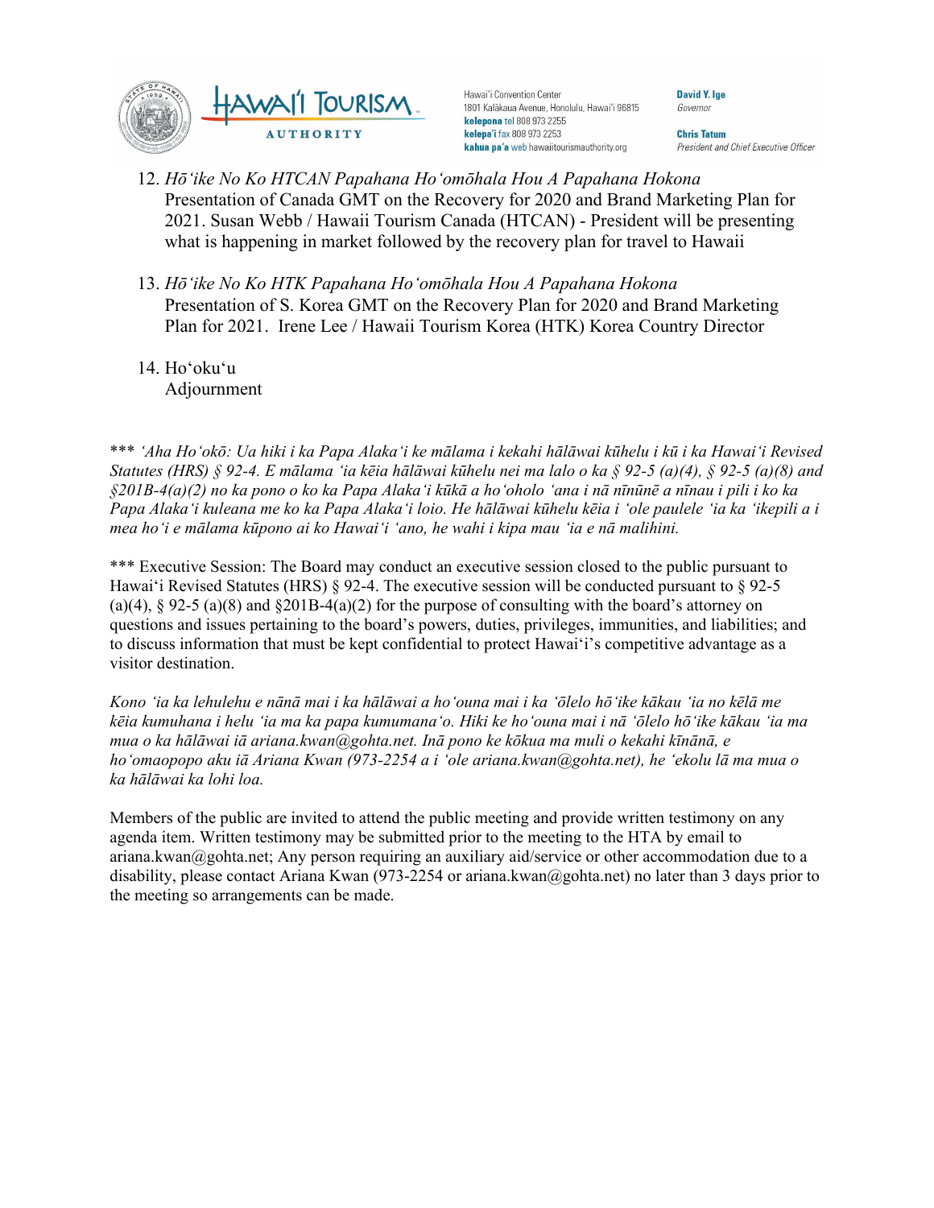12. *Hōʻike No Ko HTCAN Papahana Hoʻomōhala Hou A Papahana Hokona*
    Presentation of Canada GMT on the Recovery for 2020 and Brand Marketing Plan for 2021. Susan Webb / Hawaii Tourism Canada (HTCAN) - President will be presenting what is happening in market followed by the recovery plan for travel to Hawaii

13. *Hōʻike No Ko HTK Papahana Hoʻomōhala Hou A Papahana Hokona*
    Presentation of S. Korea GMT on the Recovery Plan for 2020 and Brand Marketing Plan for 2021. Irene Lee / Hawaii Tourism Korea (HTK) Korea Country Director

14. Hoʻokuʻu
    Adjournment

*\*\*\* ʻAha Hoʻokō: Ua hiki i ka Papa Alakaʻi ke mālama i kekahi hālāwai kūhelu i kū i ka Hawaiʻi Revised Statutes (HRS) § 92-4. E mālama ʻia kēia hālāwai kūhelu nei ma lalo o ka § 92-5 (a)(4), § 92-5 (a)(8) and §201B-4(a)(2) no ka pono o ko ka Papa Alakaʻi kūkā a hoʻoholo ʻana i nā nīnūnē a nīnau i pili i ko ka Papa Alakaʻi kuleana me ko ka Papa Alakaʻi loio. He hālāwai kūhelu kēia i ʻole paulele ʻia ka ʻikepili a i mea hoʻi e mālama kūpono ai ko Hawaiʻi ʻano, he wahi i kipa mau ʻia e nā malihini.*

\*\*\* Executive Session: The Board may conduct an executive session closed to the public pursuant to Hawaiʻi Revised Statutes (HRS) § 92-4. The executive session will be conducted pursuant to § 92-5 (a)(4), § 92-5 (a)(8) and §201B-4(a)(2) for the purpose of consulting with the board's attorney on questions and issues pertaining to the board's powers, duties, privileges, immunities, and liabilities; and to discuss information that must be kept confidential to protect Hawaiʻi's competitive advantage as a visitor destination.

*Kono ʻia ka lehulehu e nānā mai i ka hālāwai a hoʻouna mai i ka ʻōlelo hōʻike kākau ʻia no kēlā me kēia kumuhana i helu ʻia ma ka papa kumumanaʻo. Hiki ke hoʻouna mai i nā ʻōlelo hōʻike kākau ʻia ma mua o ka hālāwai iā ariana.kwan@gohta.net. Inā pono ke kōkua ma muli o kekahi kīnānā, e hoʻomaopopo aku iā Ariana Kwan (973-2254 a i ʻole ariana.kwan@gohta.net), he ʻekolu lā ma mua o ka hālāwai ka lohi loa.*

Members of the public are invited to attend the public meeting and provide written testimony on any agenda item. Written testimony may be submitted prior to the meeting to the HTA by email to ariana.kwan@gohta.net; Any person requiring an auxiliary aid/service or other accommodation due to a disability, please contact Ariana Kwan (973-2254 or ariana.kwan@gohta.net) no later than 3 days prior to the meeting so arrangements can be made.